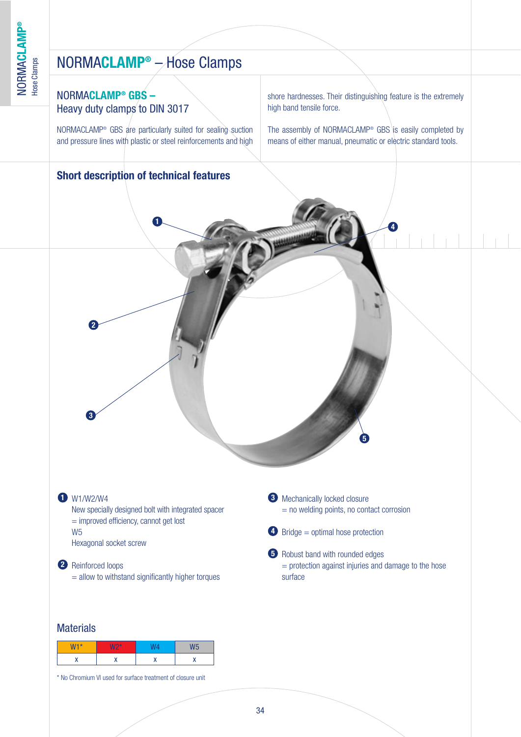# NORMACLAMP® – Hose Clamps

## NORMACLAMP® GBS – Heavy duty clamps to DIN 3017

NORMACLAMP® GBS are particularly suited for sealing suction and pressure lines with plastic or steel reinforcements and high shore hardnesses. Their distinguishing feature is the extremely high band tensile force.

The assembly of NORMACLAMP® GBS is easily completed by means of either manual, pneumatic or electric standard tools.

## Short description of technical features

1. W1/W2/W4
   New specially designed bolt with integrated spacer
   = improved efficiency, cannot get lost
   W5
   Hexagonal socket screw

2. Reinforced loops
   = allow to withstand significantly higher torques

3. Mechanically locked closure
   = no welding points, no contact corrosion

4. Bridge = optimal hose protection

5. Robust band with rounded edges
   = protection against injuries and damage to the hose surface

## Materials

| W1* | W2* | W4 | W5 |
|---|---|---|---|
| x | x | x | x |

* No Chromium VI used for surface treatment of closure unit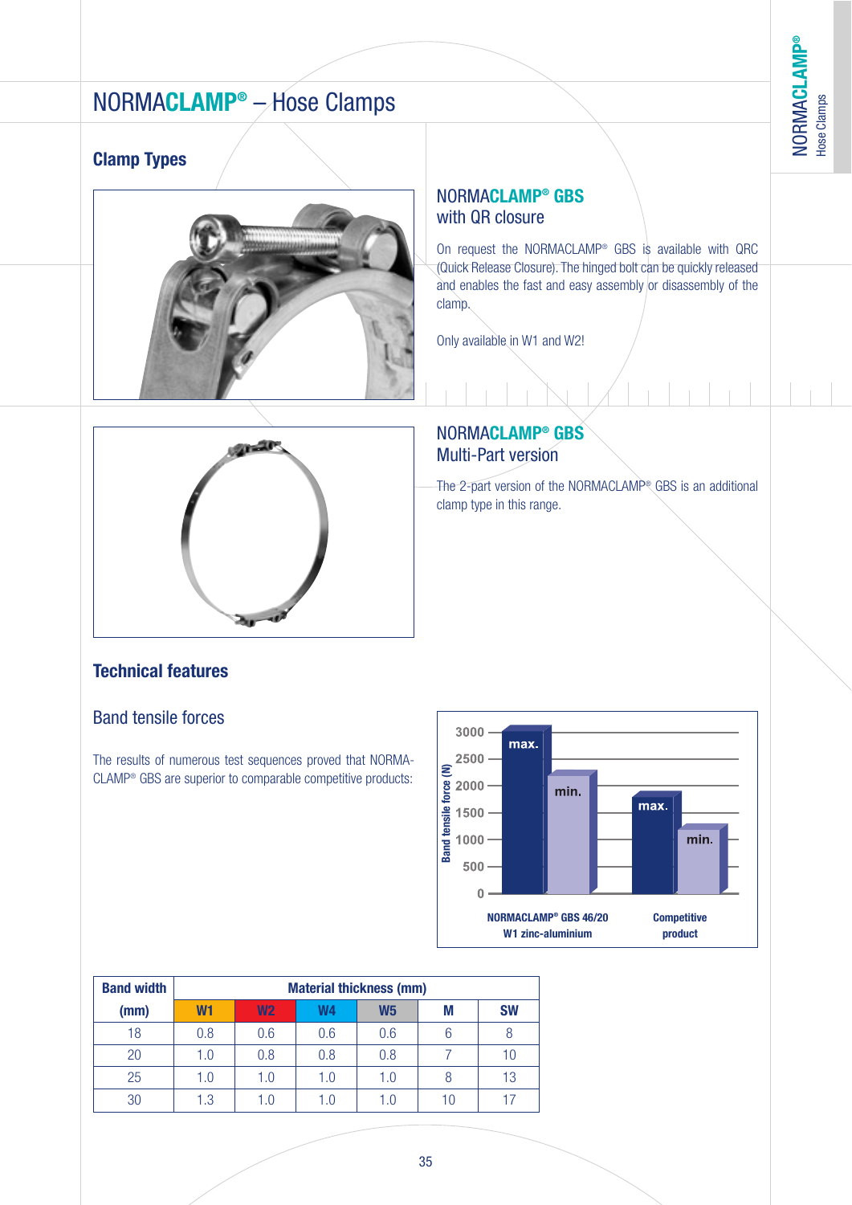# NORMACLAMP® – Hose Clamps

## Clamp Types

### NORMACLAMP® GBS with QR closure

On request the NORMACLAMP® GBS is available with QRC (Quick Release Closure). The hinged bolt can be quickly released and enables the fast and easy assembly or disassembly of the clamp.

Only available in W1 and W2!

### NORMACLAMP® GBS Multi-Part version

The 2-part version of the NORMACLAMP® GBS is an additional clamp type in this range.

## Technical features

### Band tensile forces

The results of numerous test sequences proved that NORMACLAMP® GBS are superior to comparable competitive products:

Band tensile force (N): 0, 500, 1000, 1500, 2000, 2500, 3000

| | max. | min. |
|---|---|---|
| NORMACLAMP® GBS 46/20 W1 zinc-aluminium | max. | min. |
| Competitive product | max. | min. |

| Band width (mm) | Material thickness (mm) | | | | | |
|---|---|---|---|---|---|---|
| | W1 | W2 | W4 | W5 | M | SW |
| 18 | 0.8 | 0.6 | 0.6 | 0.6 | 6 | 8 |
| 20 | 1.0 | 0.8 | 0.8 | 0.8 | 7 | 10 |
| 25 | 1.0 | 1.0 | 1.0 | 1.0 | 8 | 13 |
| 30 | 1.3 | 1.0 | 1.0 | 1.0 | 10 | 17 |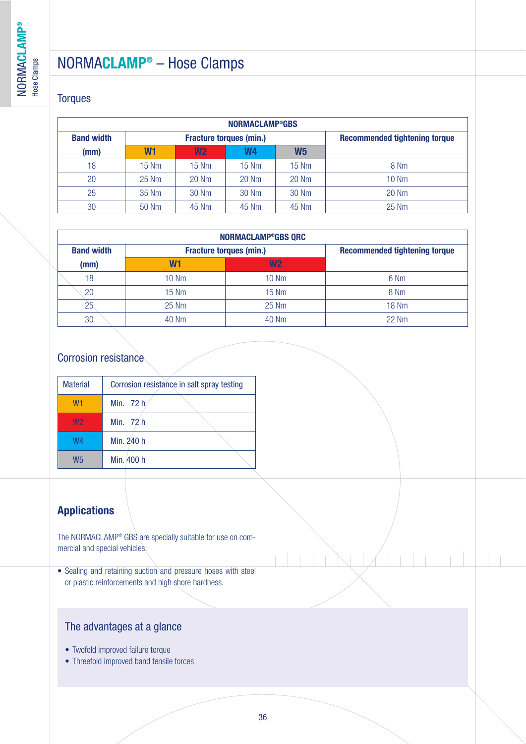# NORMACLAMP® – Hose Clamps

## Torques

| NORMACLAMP®GBS | | | | | |
|---|---|---|---|---|---|
| **Band width (mm)** | **Fracture torques (min.)** | | | | **Recommended tightening torque** |
| | **W1** | **W2** | **W4** | **W5** | |
| 18 | 15 Nm | 15 Nm | 15 Nm | 15 Nm | 8 Nm |
| 20 | 25 Nm | 20 Nm | 20 Nm | 20 Nm | 10 Nm |
| 25 | 35 Nm | 30 Nm | 30 Nm | 30 Nm | 20 Nm |
| 30 | 50 Nm | 45 Nm | 45 Nm | 45 Nm | 25 Nm |

| NORMACLAMP®GBS QRC | | | |
|---|---|---|---|
| **Band width (mm)** | **Fracture torques (min.)** | | **Recommended tightening torque** |
| | **W1** | **W2** | |
| 18 | 10 Nm | 10 Nm | 6 Nm |
| 20 | 15 Nm | 15 Nm | 8 Nm |
| 25 | 25 Nm | 25 Nm | 18 Nm |
| 30 | 40 Nm | 40 Nm | 22 Nm |

## Corrosion resistance

| Material | Corrosion resistance in salt spray testing |
|---|---|
| W1 | Min. 72 h |
| W2 | Min. 72 h |
| W4 | Min. 240 h |
| W5 | Min. 400 h |

## Applications

The NORMACLAMP® GBS are specially suitable for use on commercial and special vehicles:

- Sealing and retaining suction and pressure hoses with steel or plastic reinforcements and high shore hardness.

## The advantages at a glance

- Twofold improved failure torque
- Threefold improved band tensile forces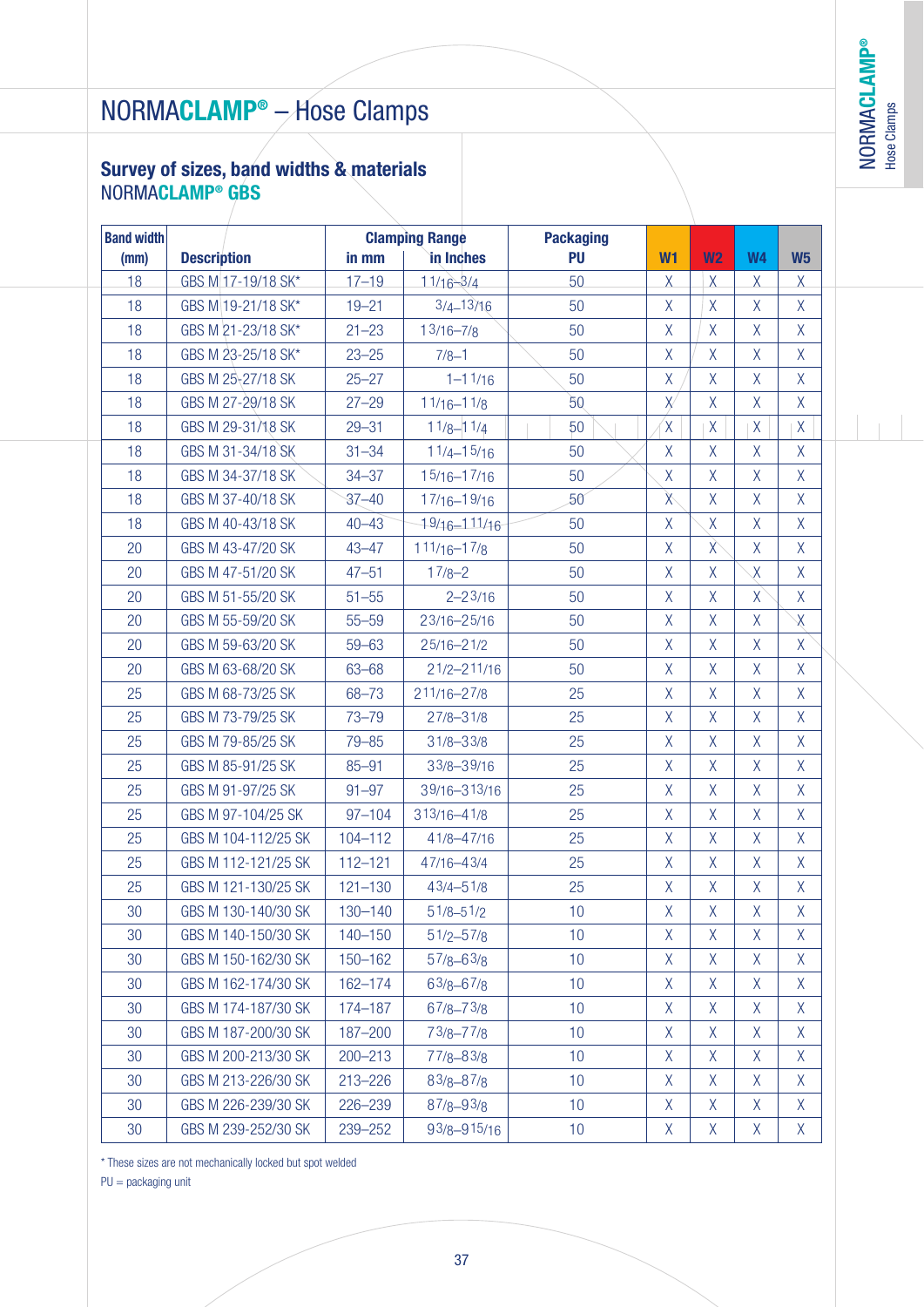# NORMACLAMP® – Hose Clamps

## Survey of sizes, band widths & materials

### NORMACLAMP® GBS

| Band width (mm) | Description | Clamping Range in mm | Clamping Range in Inches | Packaging PU | W1 | W2 | W4 | W5 |
|---|---|---|---|---|---|---|---|---|
| 18 | GBS M 17-19/18 SK* | 17–19 | 1 1/16–3/4 | 50 | X | X | X | X |
| 18 | GBS M 19-21/18 SK* | 19–21 | 3/4–13/16 | 50 | X | X | X | X |
| 18 | GBS M 21-23/18 SK* | 21–23 | 13/16–7/8 | 50 | X | X | X | X |
| 18 | GBS M 23-25/18 SK* | 23–25 | 7/8–1 | 50 | X | X | X | X |
| 18 | GBS M 25-27/18 SK | 25–27 | 1–1 1/16 | 50 | X | X | X | X |
| 18 | GBS M 27-29/18 SK | 27–29 | 1 1/16–1 1/8 | 50 | X | X | X | X |
| 18 | GBS M 29-31/18 SK | 29–31 | 1 1/8–1 1/4 | 50 | X | X | X | X |
| 18 | GBS M 31-34/18 SK | 31–34 | 1 1/4–1 5/16 | 50 | X | X | X | X |
| 18 | GBS M 34-37/18 SK | 34–37 | 1 5/16–1 7/16 | 50 | X | X | X | X |
| 18 | GBS M 37-40/18 SK | 37–40 | 1 7/16–1 9/16 | 50 | X | X | X | X |
| 18 | GBS M 40-43/18 SK | 40–43 | 1 9/16–1 11/16 | 50 | X | X | X | X |
| 20 | GBS M 43-47/20 SK | 43–47 | 1 11/16–1 7/8 | 50 | X | X | X | X |
| 20 | GBS M 47-51/20 SK | 47–51 | 1 7/8–2 | 50 | X | X | X | X |
| 20 | GBS M 51-55/20 SK | 51–55 | 2–2 3/16 | 50 | X | X | X | X |
| 20 | GBS M 55-59/20 SK | 55–59 | 2 3/16–2 5/16 | 50 | X | X | X | X |
| 20 | GBS M 59-63/20 SK | 59–63 | 2 5/16–2 1/2 | 50 | X | X | X | X |
| 20 | GBS M 63-68/20 SK | 63–68 | 2 1/2–2 11/16 | 50 | X | X | X | X |
| 25 | GBS M 68-73/25 SK | 68–73 | 2 11/16–2 7/8 | 25 | X | X | X | X |
| 25 | GBS M 73-79/25 SK | 73–79 | 2 7/8–3 1/8 | 25 | X | X | X | X |
| 25 | GBS M 79-85/25 SK | 79–85 | 3 1/8–3 3/8 | 25 | X | X | X | X |
| 25 | GBS M 85-91/25 SK | 85–91 | 3 3/8–3 9/16 | 25 | X | X | X | X |
| 25 | GBS M 91-97/25 SK | 91–97 | 3 9/16–3 13/16 | 25 | X | X | X | X |
| 25 | GBS M 97-104/25 SK | 97–104 | 3 13/16–4 1/8 | 25 | X | X | X | X |
| 25 | GBS M 104-112/25 SK | 104–112 | 4 1/8–4 7/16 | 25 | X | X | X | X |
| 25 | GBS M 112-121/25 SK | 112–121 | 4 7/16–4 3/4 | 25 | X | X | X | X |
| 25 | GBS M 121-130/25 SK | 121–130 | 4 3/4–5 1/8 | 25 | X | X | X | X |
| 30 | GBS M 130-140/30 SK | 130–140 | 5 1/8–5 1/2 | 10 | X | X | X | X |
| 30 | GBS M 140-150/30 SK | 140–150 | 5 1/2–5 7/8 | 10 | X | X | X | X |
| 30 | GBS M 150-162/30 SK | 150–162 | 5 7/8–6 3/8 | 10 | X | X | X | X |
| 30 | GBS M 162-174/30 SK | 162–174 | 6 3/8–6 7/8 | 10 | X | X | X | X |
| 30 | GBS M 174-187/30 SK | 174–187 | 6 7/8–7 3/8 | 10 | X | X | X | X |
| 30 | GBS M 187-200/30 SK | 187–200 | 7 3/8–7 7/8 | 10 | X | X | X | X |
| 30 | GBS M 200-213/30 SK | 200–213 | 7 7/8–8 3/8 | 10 | X | X | X | X |
| 30 | GBS M 213-226/30 SK | 213–226 | 8 3/8–8 7/8 | 10 | X | X | X | X |
| 30 | GBS M 226-239/30 SK | 226–239 | 8 7/8–9 3/8 | 10 | X | X | X | X |
| 30 | GBS M 239-252/30 SK | 239–252 | 9 3/8–9 15/16 | 10 | X | X | X | X |

* These sizes are not mechanically locked but spot welded

PU = packaging unit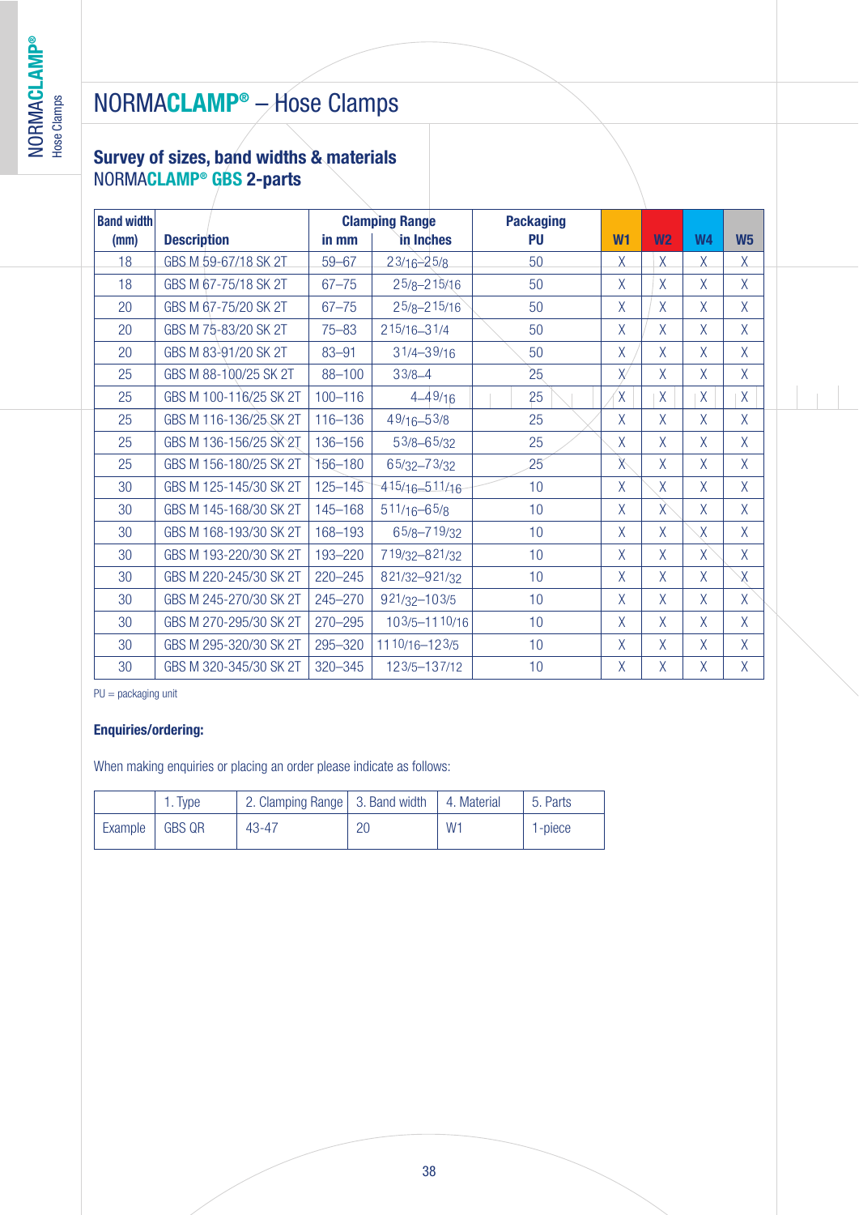# NORMACLAMP® – Hose Clamps

## Survey of sizes, band widths & materials

### NORMACLAMP® GBS 2-parts

| Band width (mm) | Description | Clamping Range in mm | Clamping Range in Inches | Packaging PU | W1 | W2 | W4 | W5 |
|---|---|---|---|---|---|---|---|---|
| 18 | GBS M 59-67/18 SK 2T | 59–67 | 2 3/16–2 5/8 | 50 | X | X | X | X |
| 18 | GBS M 67-75/18 SK 2T | 67–75 | 2 5/8–2 15/16 | 50 | X | X | X | X |
| 20 | GBS M 67-75/20 SK 2T | 67–75 | 2 5/8–2 15/16 | 50 | X | X | X | X |
| 20 | GBS M 75-83/20 SK 2T | 75–83 | 2 15/16–3 1/4 | 50 | X | X | X | X |
| 20 | GBS M 83-91/20 SK 2T | 83–91 | 3 1/4–3 9/16 | 50 | X | X | X | X |
| 25 | GBS M 88-100/25 SK 2T | 88–100 | 3 3/8–4 | 25 | X | X | X | X |
| 25 | GBS M 100-116/25 SK 2T | 100–116 | 4–4 9/16 | 25 | X | X | X | X |
| 25 | GBS M 116-136/25 SK 2T | 116–136 | 4 9/16–5 3/8 | 25 | X | X | X | X |
| 25 | GBS M 136-156/25 SK 2T | 136–156 | 5 3/8–6 5/32 | 25 | X | X | X | X |
| 25 | GBS M 156-180/25 SK 2T | 156–180 | 6 5/32–7 3/32 | 25 | X | X | X | X |
| 30 | GBS M 125-145/30 SK 2T | 125–145 | 4 15/16–5 11/16 | 10 | X | X | X | X |
| 30 | GBS M 145-168/30 SK 2T | 145–168 | 5 11/16–6 5/8 | 10 | X | X | X | X |
| 30 | GBS M 168-193/30 SK 2T | 168–193 | 6 5/8–7 19/32 | 10 | X | X | X | X |
| 30 | GBS M 193-220/30 SK 2T | 193–220 | 7 19/32–8 21/32 | 10 | X | X | X | X |
| 30 | GBS M 220-245/30 SK 2T | 220–245 | 8 21/32–9 21/32 | 10 | X | X | X | X |
| 30 | GBS M 245-270/30 SK 2T | 245–270 | 9 21/32–10 3/5 | 10 | X | X | X | X |
| 30 | GBS M 270-295/30 SK 2T | 270–295 | 10 3/5–11 10/16 | 10 | X | X | X | X |
| 30 | GBS M 295-320/30 SK 2T | 295–320 | 11 10/16–12 3/5 | 10 | X | X | X | X |
| 30 | GBS M 320-345/30 SK 2T | 320–345 | 12 3/5–13 7/12 | 10 | X | X | X | X |

PU = packaging unit

**Enquiries/ordering:**

When making enquiries or placing an order please indicate as follows:

| | 1. Type | 2. Clamping Range | 3. Band width | 4. Material | 5. Parts |
|---|---|---|---|---|---|
| Example | GBS QR | 43-47 | 20 | W1 | 1-piece |